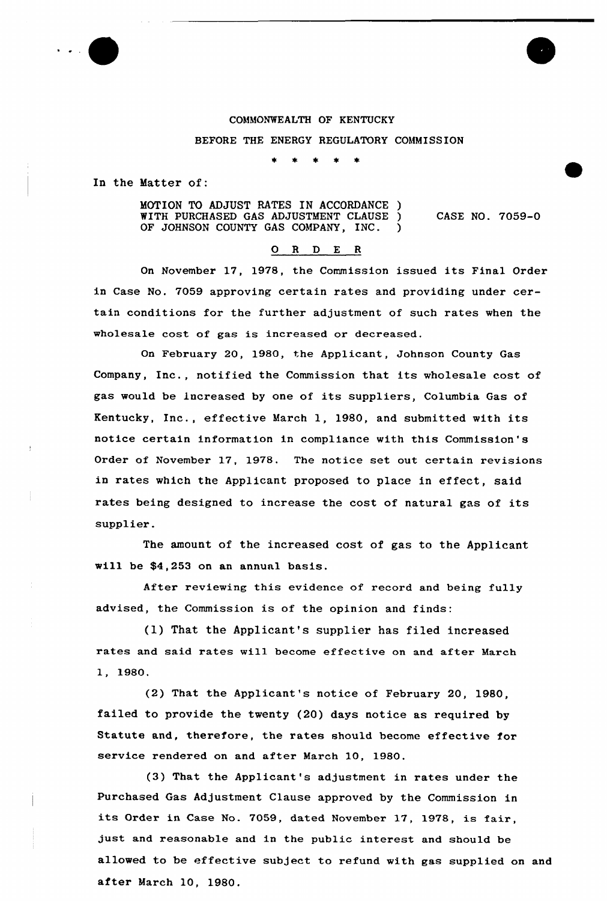COMMONWEALTH OF KENTUCKY

BEFORE THE ENERGY REGULATORY COMMISSION

\* \* \* \* \*

In the Matter of:

MOTION TO ADJUST RATES IN ACCORDANCE WITH PURCHASED GAS ADJUSTMENT CLAUSE OF JOHNSON COUNTY GAS COMPANY, INC. ) CASE NO. 7059-O

ORDER

On November 17, 1978, the Commission issued its Final Order in Case No. 7059 approving certain rates and providing under certain conditions for the further adjustment of such rates when the wholesale cost of gas is increased or decreased.

On February 20, 1980, the Applicant, Johnson County Gas Company, Inc., notified the Commission that its wholesale cost of gas would be increased by one of its suppliers, Columbia Gas of Kentucky, Inc., effective March 1, 1980, and submitted with its notice certain information in compliance with this Commission's Order of November 17, 1978. The notice set out certain revisions in rates which the Applicant proposed to place in effect, said rates being designed to increase the cost of natural gas of its supplier.

The amount of the increased cost of gas to the Applicant will be $4,253 on an annual basis.

After reviewing this evidence of record and being fully advised, the Commission is of the opinion and finds:

(1) That the Applicant's supplier has filed increased rates and said rates will become effective on and after March 1, 1980.

(2) That the Applicant's notice of February 20, 1980, failed to provide the twenty (20) days notice as required by Statute and, therefore, the rates should become effective for service rendered on and after March 10, 1980.

(3) That the Applicant's adjustment in rates under the Purchased Gas Adjustment Clause approved by the Commission in its Order in Case No. 7059, dated November 17, 1978, is fair, just and reasonable and in the public interest and should be allowed to be effective subject to refund with gas supplied on and after March 10, 1980.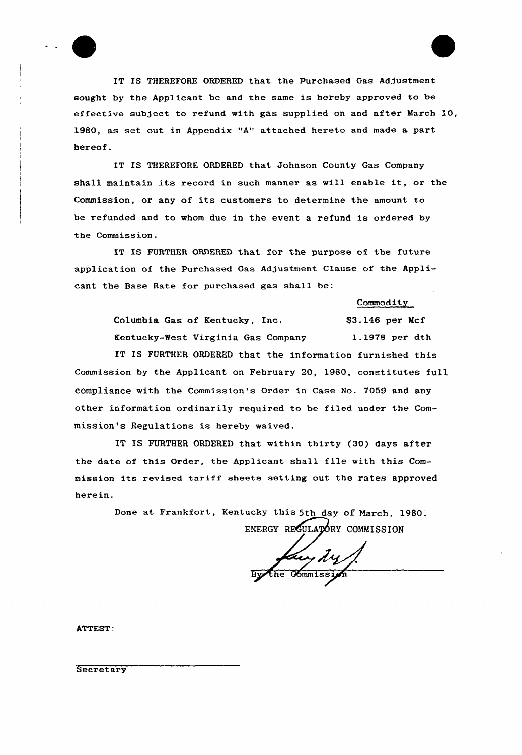IT IS THEREFORE ORDERED that the Purchased Gas Adjustment sought by the Applicant be and the same is hereby approved to be effective subject to refund with gas supplied on and after March 10, 1980, as set out in Appendix "A" attached hereto and made a part hereof.

IT IS THEREFORE ORDERED that Johnson County Gas Company shall maintain its record in such manner as will enable it, or the Commission, or any of its customers to determine the amount to be refunded and to whom due in the event a refund is ordered by the Commission.

IT IS FURTHER ORDERED that for the purpose of the future application of the Purchased Gas Adjustment Clause of the Applicant the Base Rate for purchased gas shall be:

| | Commodity |
|---|---|
| Columbia Gas of Kentucky, Inc. | $3.146 per Mcf |
| Kentucky-West Virginia Gas Company | 1.1978 per dth |

IT IS FURTHER ORDERED that the information furnished this Commission by the Applicant on February 20, 1980, constitutes full compliance with the Commission's Order in Case No. 7059 and any other information ordinarily required to be filed under the Commission's Regulations is hereby waived.

IT IS FURTHER ORDERED that within thirty (30) days after the date of this Order, the Applicant shall file with this Commission its revised tariff sheets setting out the rates approved herein.

Done at Frankfort, Kentucky this 5th day of March, 1980.

ENERGY REGULATORY COMMISSION

By the Commission

ATTEST:

Secretary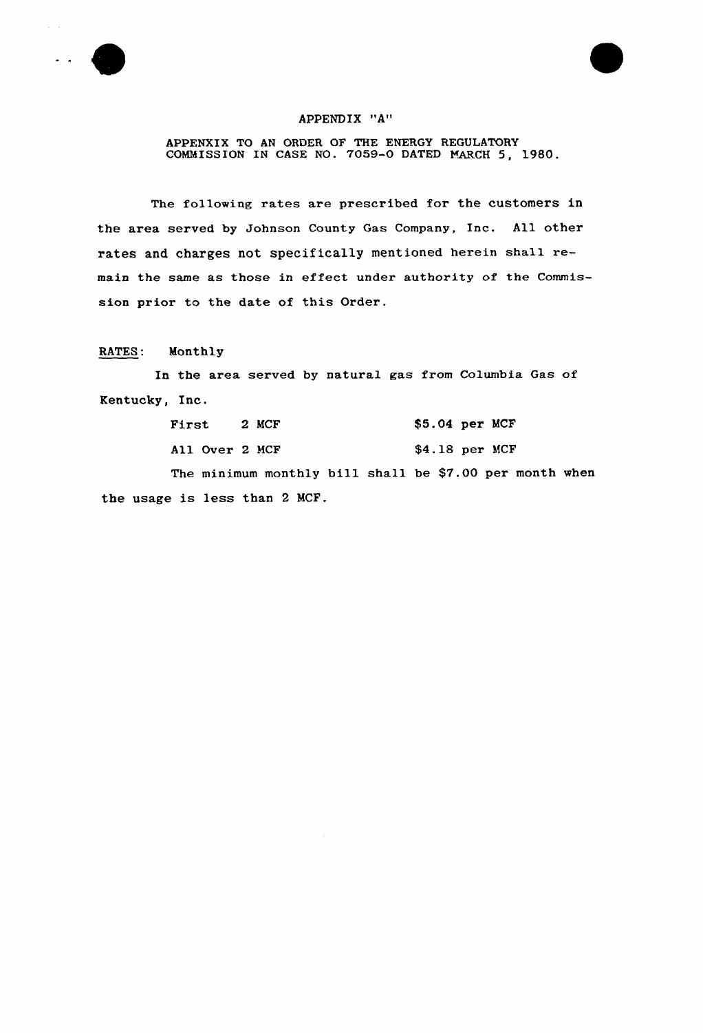APPENDIX "A"

APPENXIX TO AN ORDER OF THE ENERGY REGULATORY COMMISSION IN CASE NO. 7059-O DATED MARCH 5, 1980.

The following rates are prescribed for the customers in the area served by Johnson County Gas Company, Inc. All other rates and charges not specifically mentioned herein shall remain the same as those in effect under authority of the Commission prior to the date of this Order.

RATES: Monthly

In the area served by natural gas from Columbia Gas of Kentucky, Inc.

| | |
|---|---|
| First 2 MCF | $5.04 per MCF |
| All Over 2 MCF | $4.18 per MCF |

The minimum monthly bill shall be $7.00 per month when the usage is less than 2 MCF.